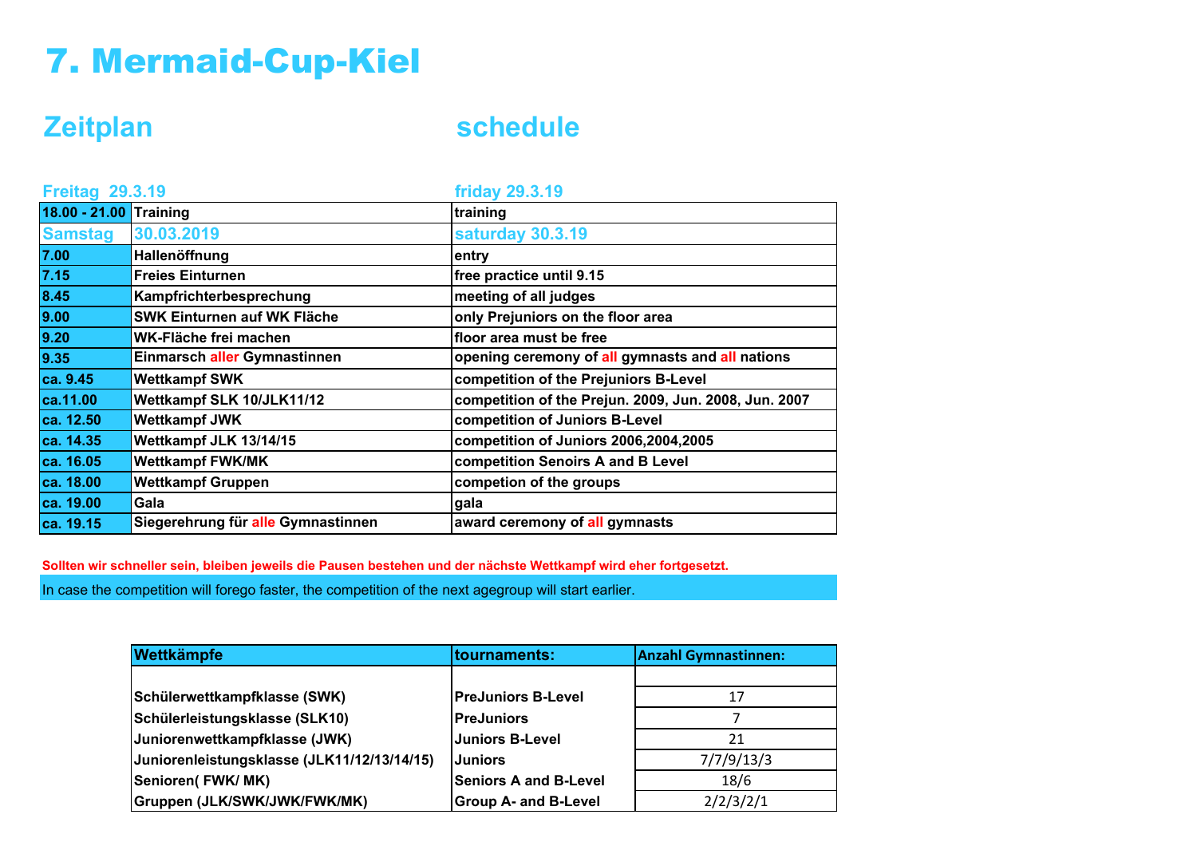# 7. Mermaid-Cup-Kiel

## Zeitplan / schedule

| Freitag 29.3.19 | | friday 29.3.19 |
|---|---|---|
| 18.00 - 21.00 | Training | training |
| **Samstag** | **30.03.2019** | **saturday 30.3.19** |
| 7.00 | Hallenöffnung | entry |
| 7.15 | Freies Einturnen | free practice until 9.15 |
| 8.45 | Kampfrichterbesprechung | meeting of all judges |
| 9.00 | SWK Einturnen auf WK Fläche | only Prejuniors on the floor area |
| 9.20 | WK-Fläche frei machen | floor area must be free |
| 9.35 | Einmarsch aller Gymnastinnen | opening ceremony of all gymnasts and all nations |
| ca. 9.45 | Wettkampf SWK | competition of the Prejuniors B-Level |
| ca.11.00 | Wettkampf SLK 10/JLK11/12 | competition of the Prejun. 2009, Jun. 2008, Jun. 2007 |
| ca. 12.50 | Wettkampf JWK | competition of Juniors B-Level |
| ca. 14.35 | Wettkampf JLK 13/14/15 | competition of Juniors 2006,2004,2005 |
| ca. 16.05 | Wettkampf FWK/MK | competition Senoirs A and B Level |
| ca. 18.00 | Wettkampf Gruppen | competion of the groups |
| ca. 19.00 | Gala | gala |
| ca. 19.15 | Siegerehrung für alle Gymnastinnen | award ceremony of all gymnasts |

**Sollten wir schneller sein, bleiben jeweils die Pausen bestehen und der nächste Wettkampf wird eher fortgesetzt.**

In case the competition will forego faster, the competition of the next agegroup will start earlier.

| Wettkämpfe | tournaments: | Anzahl Gymnastinnen: |
|---|---|---|
| Schülerwettkampfklasse (SWK) | PreJuniors B-Level | 17 |
| Schülerleistungsklasse (SLK10) | PreJuniors | 7 |
| Juniorenwettkampfklasse (JWK) | Juniors B-Level | 21 |
| Juniorenleistungsklasse (JLK11/12/13/14/15) | Juniors | 7/7/9/13/3 |
| Senioren( FWK/ MK) | Seniors A and B-Level | 18/6 |
| Gruppen (JLK/SWK/JWK/FWK/MK) | Group A- and B-Level | 2/2/3/2/1 |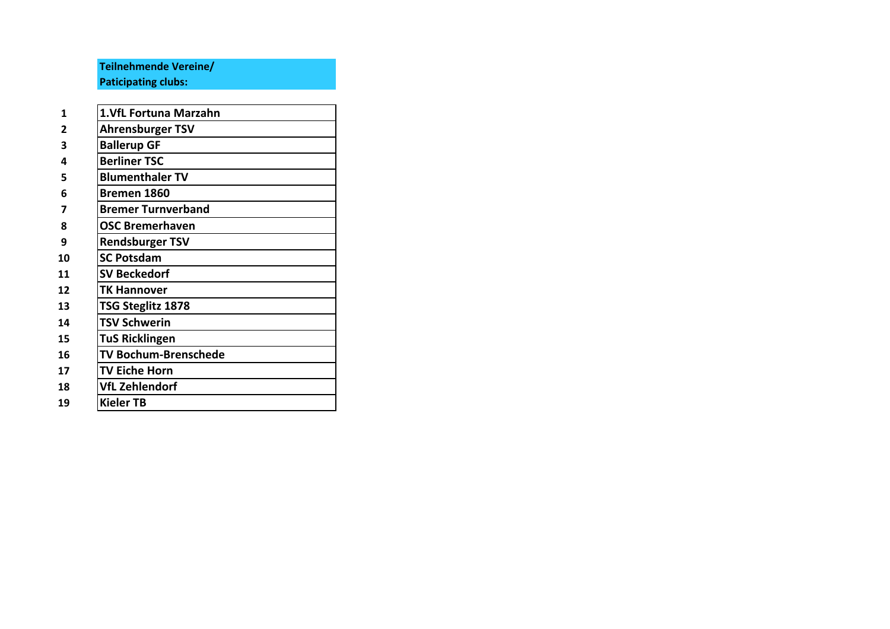| | Teilnehmende Vereine/ Paticipating clubs: |
|---|---|
| 1 | 1.VfL Fortuna Marzahn |
| 2 | Ahrensburger TSV |
| 3 | Ballerup GF |
| 4 | Berliner TSC |
| 5 | Blumenthaler TV |
| 6 | Bremen 1860 |
| 7 | Bremer Turnverband |
| 8 | OSC Bremerhaven |
| 9 | Rendsburger TSV |
| 10 | SC Potsdam |
| 11 | SV Beckedorf |
| 12 | TK Hannover |
| 13 | TSG Steglitz 1878 |
| 14 | TSV Schwerin |
| 15 | TuS Ricklingen |
| 16 | TV Bochum-Brenschede |
| 17 | TV Eiche Horn |
| 18 | VfL Zehlendorf |
| 19 | Kieler TB |